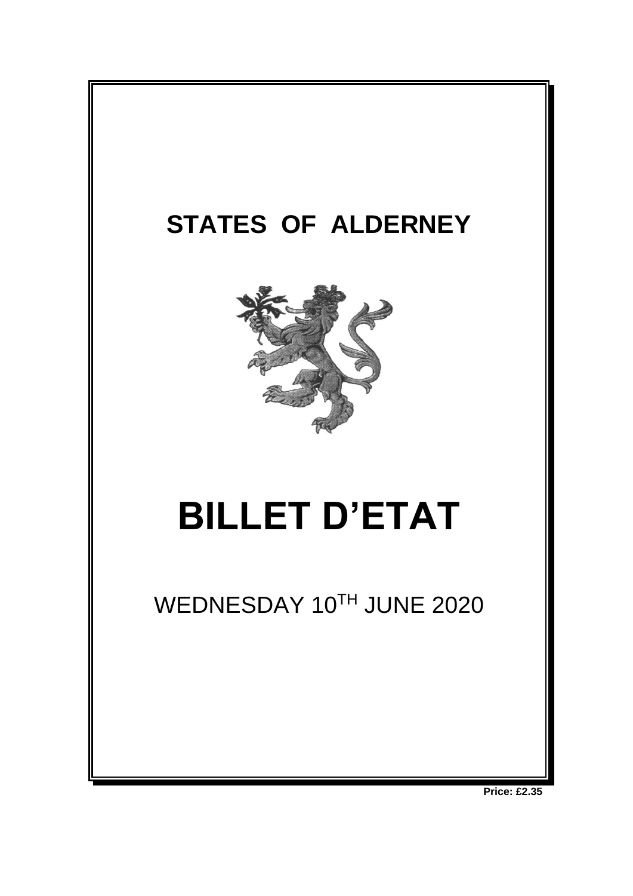# STATES OF ALDERNEY

# BILLET D'ETAT

WEDNESDAY 10TH JUNE 2020

**Price: £2.35**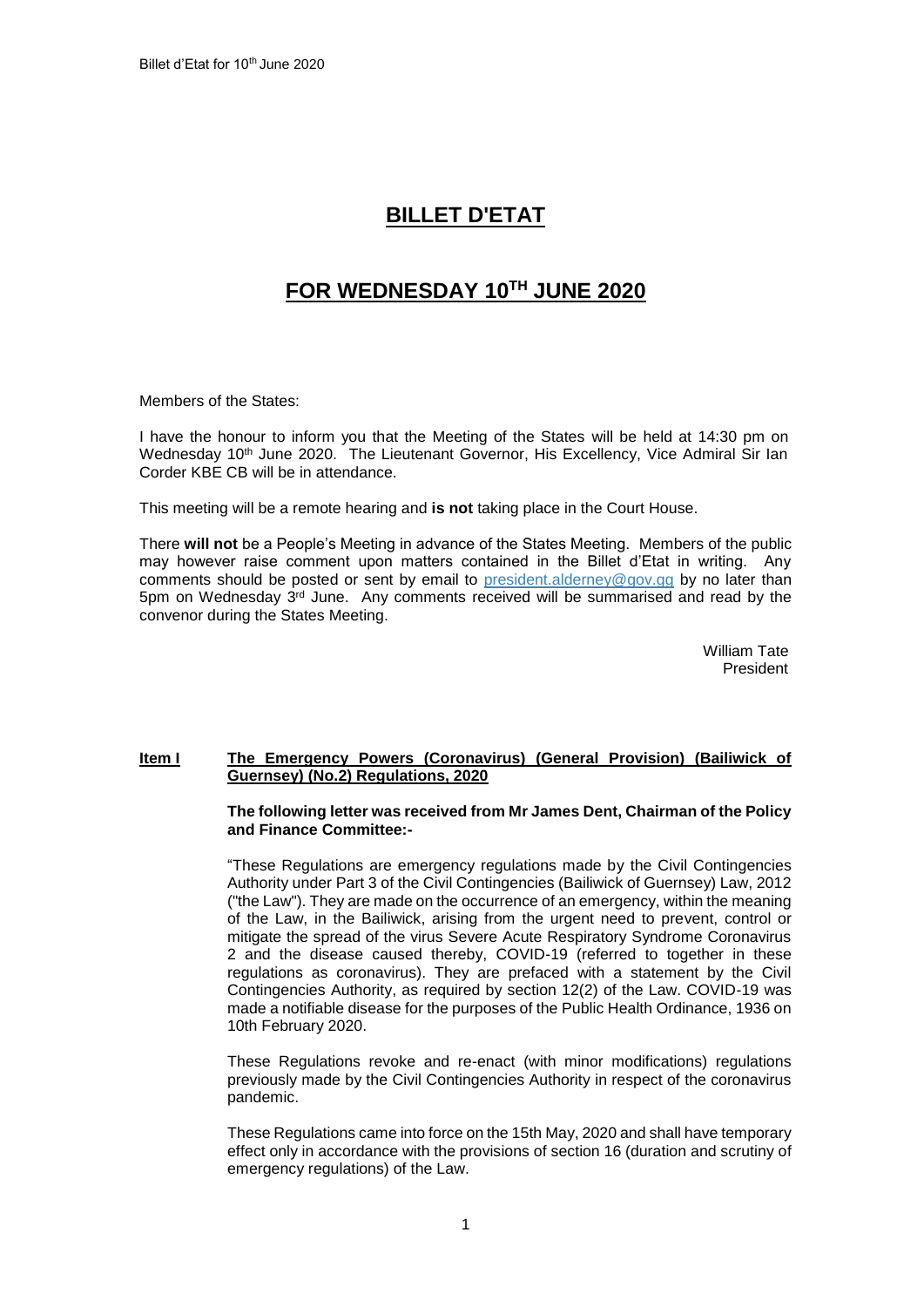# BILLET D'ETAT

# FOR WEDNESDAY 10TH JUNE 2020

Members of the States:

I have the honour to inform you that the Meeting of the States will be held at 14:30 pm on Wednesday 10th June 2020. The Lieutenant Governor, His Excellency, Vice Admiral Sir Ian Corder KBE CB will be in attendance.

This meeting will be a remote hearing and **is not** taking place in the Court House.

There **will not** be a People's Meeting in advance of the States Meeting. Members of the public may however raise comment upon matters contained in the Billet d'Etat in writing. Any comments should be posted or sent by email to president.alderney@gov.gg by no later than 5pm on Wednesday 3rd June. Any comments received will be summarised and read by the convenor during the States Meeting.

William Tate
President

**Item I** **The Emergency Powers (Coronavirus) (General Provision) (Bailiwick of Guernsey) (No.2) Regulations, 2020**

**The following letter was received from Mr James Dent, Chairman of the Policy and Finance Committee:-**

"These Regulations are emergency regulations made by the Civil Contingencies Authority under Part 3 of the Civil Contingencies (Bailiwick of Guernsey) Law, 2012 ("the Law"). They are made on the occurrence of an emergency, within the meaning of the Law, in the Bailiwick, arising from the urgent need to prevent, control or mitigate the spread of the virus Severe Acute Respiratory Syndrome Coronavirus 2 and the disease caused thereby, COVID-19 (referred to together in these regulations as coronavirus). They are prefaced with a statement by the Civil Contingencies Authority, as required by section 12(2) of the Law. COVID-19 was made a notifiable disease for the purposes of the Public Health Ordinance, 1936 on 10th February 2020.

These Regulations revoke and re-enact (with minor modifications) regulations previously made by the Civil Contingencies Authority in respect of the coronavirus pandemic.

These Regulations came into force on the 15th May, 2020 and shall have temporary effect only in accordance with the provisions of section 16 (duration and scrutiny of emergency regulations) of the Law.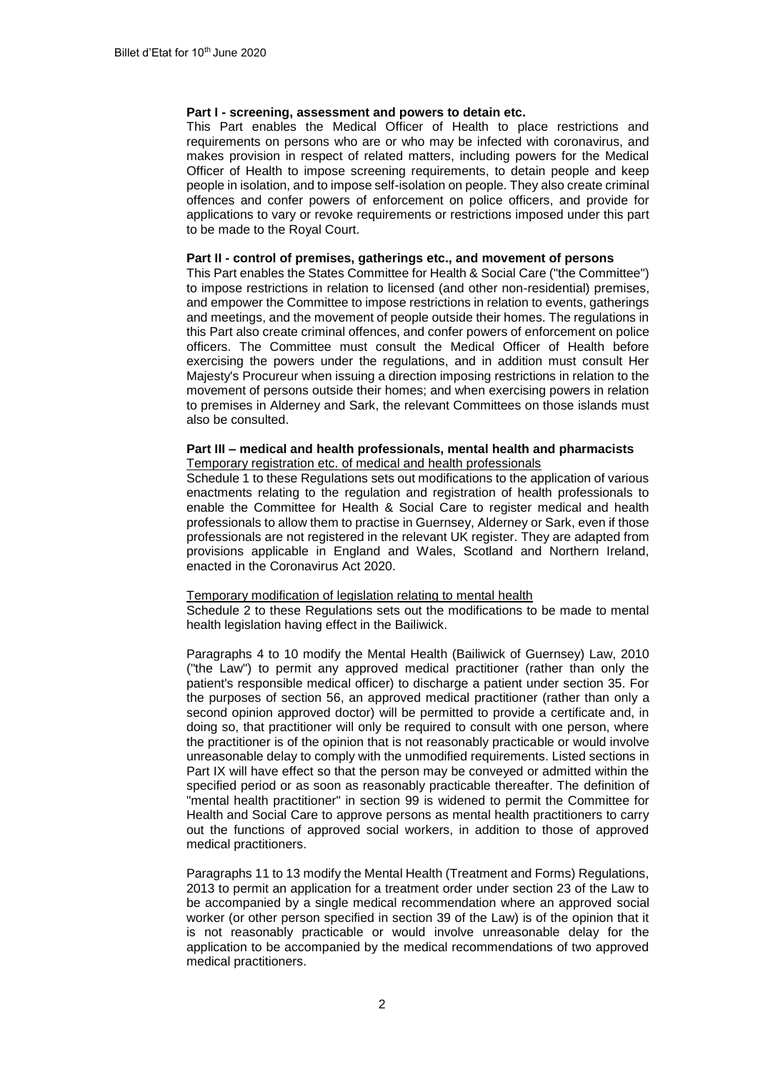**Part I - screening, assessment and powers to detain etc.**

This Part enables the Medical Officer of Health to place restrictions and requirements on persons who are or who may be infected with coronavirus, and makes provision in respect of related matters, including powers for the Medical Officer of Health to impose screening requirements, to detain people and keep people in isolation, and to impose self-isolation on people. They also create criminal offences and confer powers of enforcement on police officers, and provide for applications to vary or revoke requirements or restrictions imposed under this part to be made to the Royal Court.

**Part II - control of premises, gatherings etc., and movement of persons**

This Part enables the States Committee for Health & Social Care ("the Committee") to impose restrictions in relation to licensed (and other non-residential) premises, and empower the Committee to impose restrictions in relation to events, gatherings and meetings, and the movement of people outside their homes. The regulations in this Part also create criminal offences, and confer powers of enforcement on police officers. The Committee must consult the Medical Officer of Health before exercising the powers under the regulations, and in addition must consult Her Majesty's Procureur when issuing a direction imposing restrictions in relation to the movement of persons outside their homes; and when exercising powers in relation to premises in Alderney and Sark, the relevant Committees on those islands must also be consulted.

**Part III – medical and health professionals, mental health and pharmacists**

Temporary registration etc. of medical and health professionals

Schedule 1 to these Regulations sets out modifications to the application of various enactments relating to the regulation and registration of health professionals to enable the Committee for Health & Social Care to register medical and health professionals to allow them to practise in Guernsey, Alderney or Sark, even if those professionals are not registered in the relevant UK register. They are adapted from provisions applicable in England and Wales, Scotland and Northern Ireland, enacted in the Coronavirus Act 2020.

Temporary modification of legislation relating to mental health

Schedule 2 to these Regulations sets out the modifications to be made to mental health legislation having effect in the Bailiwick.

Paragraphs 4 to 10 modify the Mental Health (Bailiwick of Guernsey) Law, 2010 ("the Law") to permit any approved medical practitioner (rather than only the patient's responsible medical officer) to discharge a patient under section 35. For the purposes of section 56, an approved medical practitioner (rather than only a second opinion approved doctor) will be permitted to provide a certificate and, in doing so, that practitioner will only be required to consult with one person, where the practitioner is of the opinion that is not reasonably practicable or would involve unreasonable delay to comply with the unmodified requirements. Listed sections in Part IX will have effect so that the person may be conveyed or admitted within the specified period or as soon as reasonably practicable thereafter. The definition of "mental health practitioner" in section 99 is widened to permit the Committee for Health and Social Care to approve persons as mental health practitioners to carry out the functions of approved social workers, in addition to those of approved medical practitioners.

Paragraphs 11 to 13 modify the Mental Health (Treatment and Forms) Regulations, 2013 to permit an application for a treatment order under section 23 of the Law to be accompanied by a single medical recommendation where an approved social worker (or other person specified in section 39 of the Law) is of the opinion that it is not reasonably practicable or would involve unreasonable delay for the application to be accompanied by the medical recommendations of two approved medical practitioners.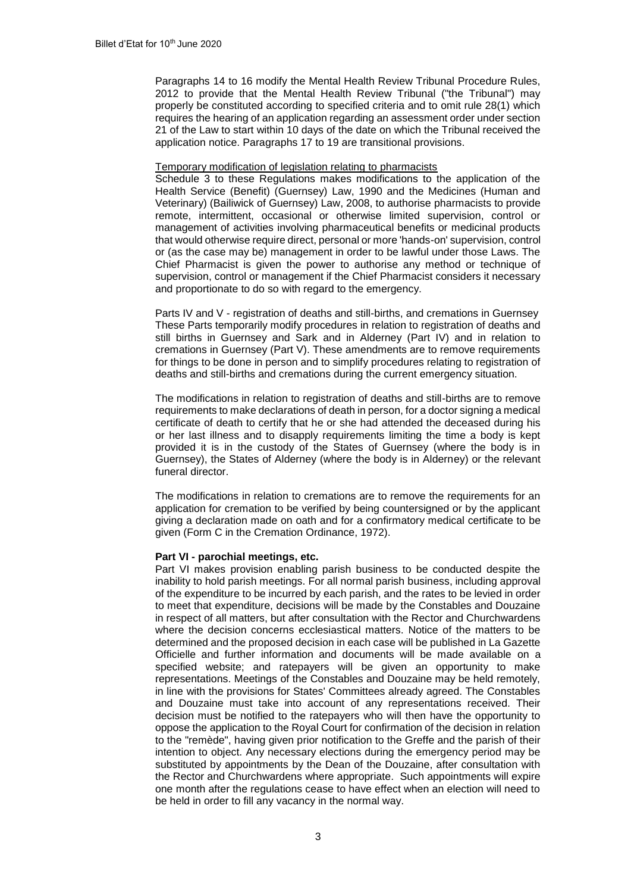Paragraphs 14 to 16 modify the Mental Health Review Tribunal Procedure Rules, 2012 to provide that the Mental Health Review Tribunal ("the Tribunal") may properly be constituted according to specified criteria and to omit rule 28(1) which requires the hearing of an application regarding an assessment order under section 21 of the Law to start within 10 days of the date on which the Tribunal received the application notice. Paragraphs 17 to 19 are transitional provisions.

Temporary modification of legislation relating to pharmacists

Schedule 3 to these Regulations makes modifications to the application of the Health Service (Benefit) (Guernsey) Law, 1990 and the Medicines (Human and Veterinary) (Bailiwick of Guernsey) Law, 2008, to authorise pharmacists to provide remote, intermittent, occasional or otherwise limited supervision, control or management of activities involving pharmaceutical benefits or medicinal products that would otherwise require direct, personal or more 'hands-on' supervision, control or (as the case may be) management in order to be lawful under those Laws. The Chief Pharmacist is given the power to authorise any method or technique of supervision, control or management if the Chief Pharmacist considers it necessary and proportionate to do so with regard to the emergency.

Parts IV and V - registration of deaths and still-births, and cremations in Guernsey

These Parts temporarily modify procedures in relation to registration of deaths and still births in Guernsey and Sark and in Alderney (Part IV) and in relation to cremations in Guernsey (Part V). These amendments are to remove requirements for things to be done in person and to simplify procedures relating to registration of deaths and still-births and cremations during the current emergency situation.

The modifications in relation to registration of deaths and still-births are to remove requirements to make declarations of death in person, for a doctor signing a medical certificate of death to certify that he or she had attended the deceased during his or her last illness and to disapply requirements limiting the time a body is kept provided it is in the custody of the States of Guernsey (where the body is in Guernsey), the States of Alderney (where the body is in Alderney) or the relevant funeral director.

The modifications in relation to cremations are to remove the requirements for an application for cremation to be verified by being countersigned or by the applicant giving a declaration made on oath and for a confirmatory medical certificate to be given (Form C in the Cremation Ordinance, 1972).

**Part VI - parochial meetings, etc.**

Part VI makes provision enabling parish business to be conducted despite the inability to hold parish meetings. For all normal parish business, including approval of the expenditure to be incurred by each parish, and the rates to be levied in order to meet that expenditure, decisions will be made by the Constables and Douzaine in respect of all matters, but after consultation with the Rector and Churchwardens where the decision concerns ecclesiastical matters. Notice of the matters to be determined and the proposed decision in each case will be published in La Gazette Officielle and further information and documents will be made available on a specified website; and ratepayers will be given an opportunity to make representations. Meetings of the Constables and Douzaine may be held remotely, in line with the provisions for States' Committees already agreed. The Constables and Douzaine must take into account of any representations received. Their decision must be notified to the ratepayers who will then have the opportunity to oppose the application to the Royal Court for confirmation of the decision in relation to the "remède", having given prior notification to the Greffe and the parish of their intention to object. Any necessary elections during the emergency period may be substituted by appointments by the Dean of the Douzaine, after consultation with the Rector and Churchwardens where appropriate. Such appointments will expire one month after the regulations cease to have effect when an election will need to be held in order to fill any vacancy in the normal way.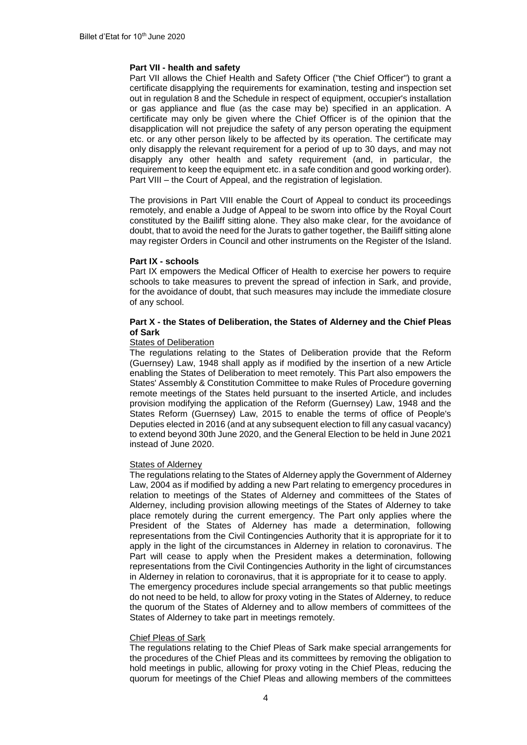**Part VII - health and safety**

Part VII allows the Chief Health and Safety Officer ("the Chief Officer") to grant a certificate disapplying the requirements for examination, testing and inspection set out in regulation 8 and the Schedule in respect of equipment, occupier's installation or gas appliance and flue (as the case may be) specified in an application. A certificate may only be given where the Chief Officer is of the opinion that the disapplication will not prejudice the safety of any person operating the equipment etc. or any other person likely to be affected by its operation. The certificate may only disapply the relevant requirement for a period of up to 30 days, and may not disapply any other health and safety requirement (and, in particular, the requirement to keep the equipment etc. in a safe condition and good working order). Part VIII – the Court of Appeal, and the registration of legislation.

The provisions in Part VIII enable the Court of Appeal to conduct its proceedings remotely, and enable a Judge of Appeal to be sworn into office by the Royal Court constituted by the Bailiff sitting alone. They also make clear, for the avoidance of doubt, that to avoid the need for the Jurats to gather together, the Bailiff sitting alone may register Orders in Council and other instruments on the Register of the Island.

**Part IX - schools**

Part IX empowers the Medical Officer of Health to exercise her powers to require schools to take measures to prevent the spread of infection in Sark, and provide, for the avoidance of doubt, that such measures may include the immediate closure of any school.

**Part X - the States of Deliberation, the States of Alderney and the Chief Pleas of Sark**

States of Deliberation

The regulations relating to the States of Deliberation provide that the Reform (Guernsey) Law, 1948 shall apply as if modified by the insertion of a new Article enabling the States of Deliberation to meet remotely. This Part also empowers the States' Assembly & Constitution Committee to make Rules of Procedure governing remote meetings of the States held pursuant to the inserted Article, and includes provision modifying the application of the Reform (Guernsey) Law, 1948 and the States Reform (Guernsey) Law, 2015 to enable the terms of office of People's Deputies elected in 2016 (and at any subsequent election to fill any casual vacancy) to extend beyond 30th June 2020, and the General Election to be held in June 2021 instead of June 2020.

States of Alderney

The regulations relating to the States of Alderney apply the Government of Alderney Law, 2004 as if modified by adding a new Part relating to emergency procedures in relation to meetings of the States of Alderney and committees of the States of Alderney, including provision allowing meetings of the States of Alderney to take place remotely during the current emergency. The Part only applies where the President of the States of Alderney has made a determination, following representations from the Civil Contingencies Authority that it is appropriate for it to apply in the light of the circumstances in Alderney in relation to coronavirus. The Part will cease to apply when the President makes a determination, following representations from the Civil Contingencies Authority in the light of circumstances in Alderney in relation to coronavirus, that it is appropriate for it to cease to apply. The emergency procedures include special arrangements so that public meetings do not need to be held, to allow for proxy voting in the States of Alderney, to reduce the quorum of the States of Alderney and to allow members of committees of the States of Alderney to take part in meetings remotely.

Chief Pleas of Sark

The regulations relating to the Chief Pleas of Sark make special arrangements for the procedures of the Chief Pleas and its committees by removing the obligation to hold meetings in public, allowing for proxy voting in the Chief Pleas, reducing the quorum for meetings of the Chief Pleas and allowing members of the committees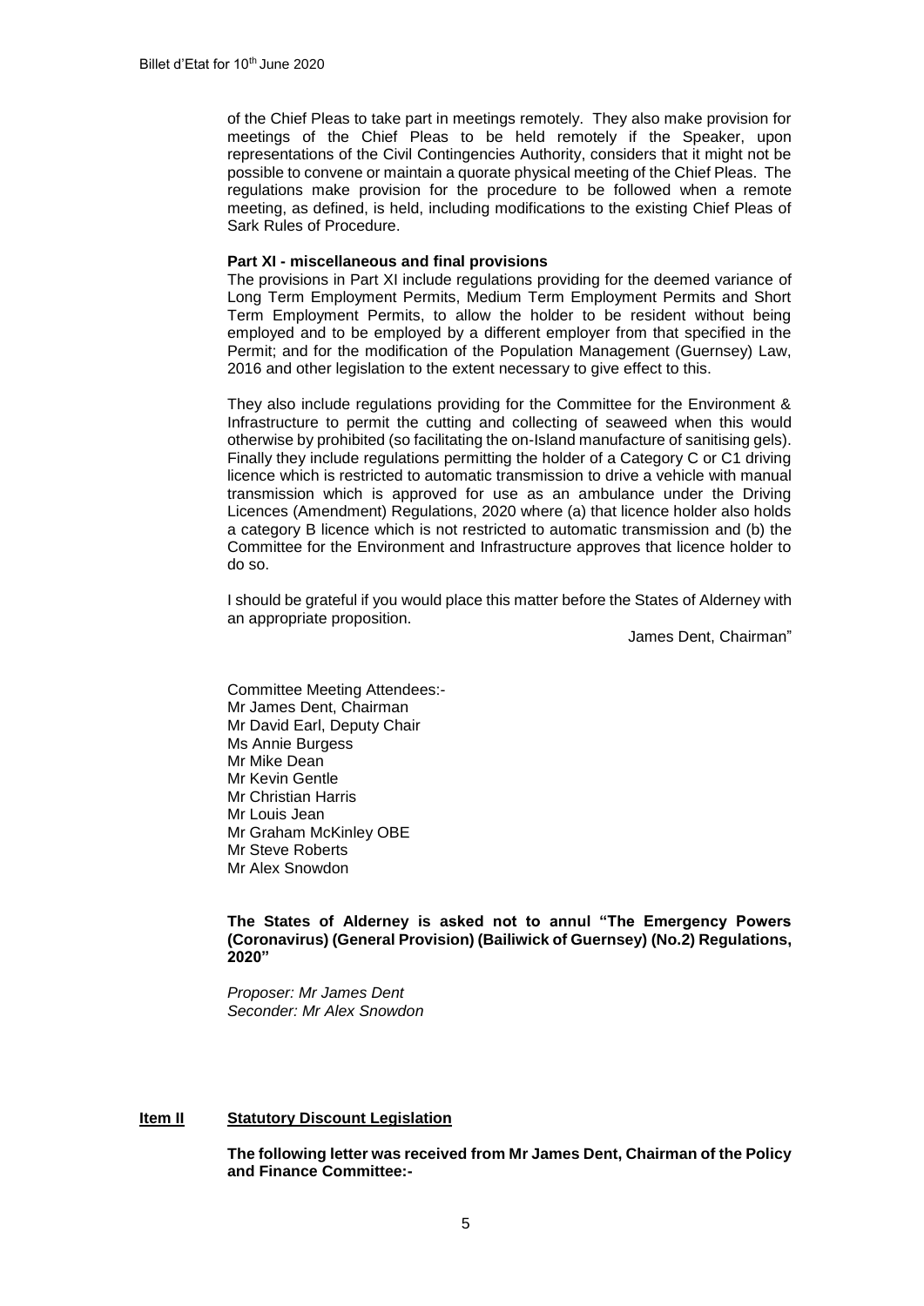of the Chief Pleas to take part in meetings remotely. They also make provision for meetings of the Chief Pleas to be held remotely if the Speaker, upon representations of the Civil Contingencies Authority, considers that it might not be possible to convene or maintain a quorate physical meeting of the Chief Pleas. The regulations make provision for the procedure to be followed when a remote meeting, as defined, is held, including modifications to the existing Chief Pleas of Sark Rules of Procedure.

**Part XI - miscellaneous and final provisions**

The provisions in Part XI include regulations providing for the deemed variance of Long Term Employment Permits, Medium Term Employment Permits and Short Term Employment Permits, to allow the holder to be resident without being employed and to be employed by a different employer from that specified in the Permit; and for the modification of the Population Management (Guernsey) Law, 2016 and other legislation to the extent necessary to give effect to this.

They also include regulations providing for the Committee for the Environment & Infrastructure to permit the cutting and collecting of seaweed when this would otherwise by prohibited (so facilitating the on-Island manufacture of sanitising gels). Finally they include regulations permitting the holder of a Category C or C1 driving licence which is restricted to automatic transmission to drive a vehicle with manual transmission which is approved for use as an ambulance under the Driving Licences (Amendment) Regulations, 2020 where (a) that licence holder also holds a category B licence which is not restricted to automatic transmission and (b) the Committee for the Environment and Infrastructure approves that licence holder to do so.

I should be grateful if you would place this matter before the States of Alderney with an appropriate proposition.

James Dent, Chairman"

Committee Meeting Attendees:-
Mr James Dent, Chairman
Mr David Earl, Deputy Chair
Ms Annie Burgess
Mr Mike Dean
Mr Kevin Gentle
Mr Christian Harris
Mr Louis Jean
Mr Graham McKinley OBE
Mr Steve Roberts
Mr Alex Snowdon

**The States of Alderney is asked not to annul "The Emergency Powers (Coronavirus) (General Provision) (Bailiwick of Guernsey) (No.2) Regulations, 2020"**

*Proposer: Mr James Dent*
*Seconder: Mr Alex Snowdon*

## Item II Statutory Discount Legislation

**The following letter was received from Mr James Dent, Chairman of the Policy and Finance Committee:-**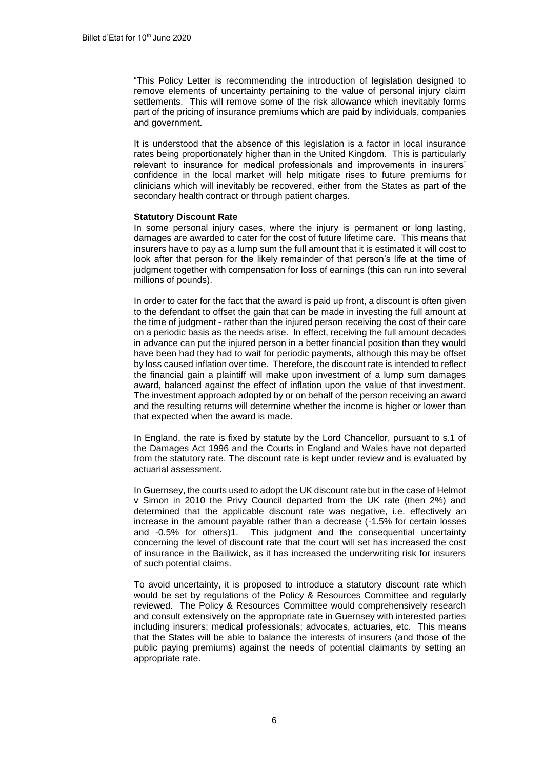"This Policy Letter is recommending the introduction of legislation designed to remove elements of uncertainty pertaining to the value of personal injury claim settlements. This will remove some of the risk allowance which inevitably forms part of the pricing of insurance premiums which are paid by individuals, companies and government.

It is understood that the absence of this legislation is a factor in local insurance rates being proportionately higher than in the United Kingdom. This is particularly relevant to insurance for medical professionals and improvements in insurers' confidence in the local market will help mitigate rises to future premiums for clinicians which will inevitably be recovered, either from the States as part of the secondary health contract or through patient charges.

**Statutory Discount Rate**

In some personal injury cases, where the injury is permanent or long lasting, damages are awarded to cater for the cost of future lifetime care. This means that insurers have to pay as a lump sum the full amount that it is estimated it will cost to look after that person for the likely remainder of that person's life at the time of judgment together with compensation for loss of earnings (this can run into several millions of pounds).

In order to cater for the fact that the award is paid up front, a discount is often given to the defendant to offset the gain that can be made in investing the full amount at the time of judgment - rather than the injured person receiving the cost of their care on a periodic basis as the needs arise. In effect, receiving the full amount decades in advance can put the injured person in a better financial position than they would have been had they had to wait for periodic payments, although this may be offset by loss caused inflation over time. Therefore, the discount rate is intended to reflect the financial gain a plaintiff will make upon investment of a lump sum damages award, balanced against the effect of inflation upon the value of that investment. The investment approach adopted by or on behalf of the person receiving an award and the resulting returns will determine whether the income is higher or lower than that expected when the award is made.

In England, the rate is fixed by statute by the Lord Chancellor, pursuant to s.1 of the Damages Act 1996 and the Courts in England and Wales have not departed from the statutory rate. The discount rate is kept under review and is evaluated by actuarial assessment.

In Guernsey, the courts used to adopt the UK discount rate but in the case of Helmot v Simon in 2010 the Privy Council departed from the UK rate (then 2%) and determined that the applicable discount rate was negative, i.e. effectively an increase in the amount payable rather than a decrease (-1.5% for certain losses and -0.5% for others)[1]. This judgment and the consequential uncertainty concerning the level of discount rate that the court will set has increased the cost of insurance in the Bailiwick, as it has increased the underwriting risk for insurers of such potential claims.

To avoid uncertainty, it is proposed to introduce a statutory discount rate which would be set by regulations of the Policy & Resources Committee and regularly reviewed. The Policy & Resources Committee would comprehensively research and consult extensively on the appropriate rate in Guernsey with interested parties including insurers; medical professionals; advocates, actuaries, etc. This means that the States will be able to balance the interests of insurers (and those of the public paying premiums) against the needs of potential claimants by setting an appropriate rate.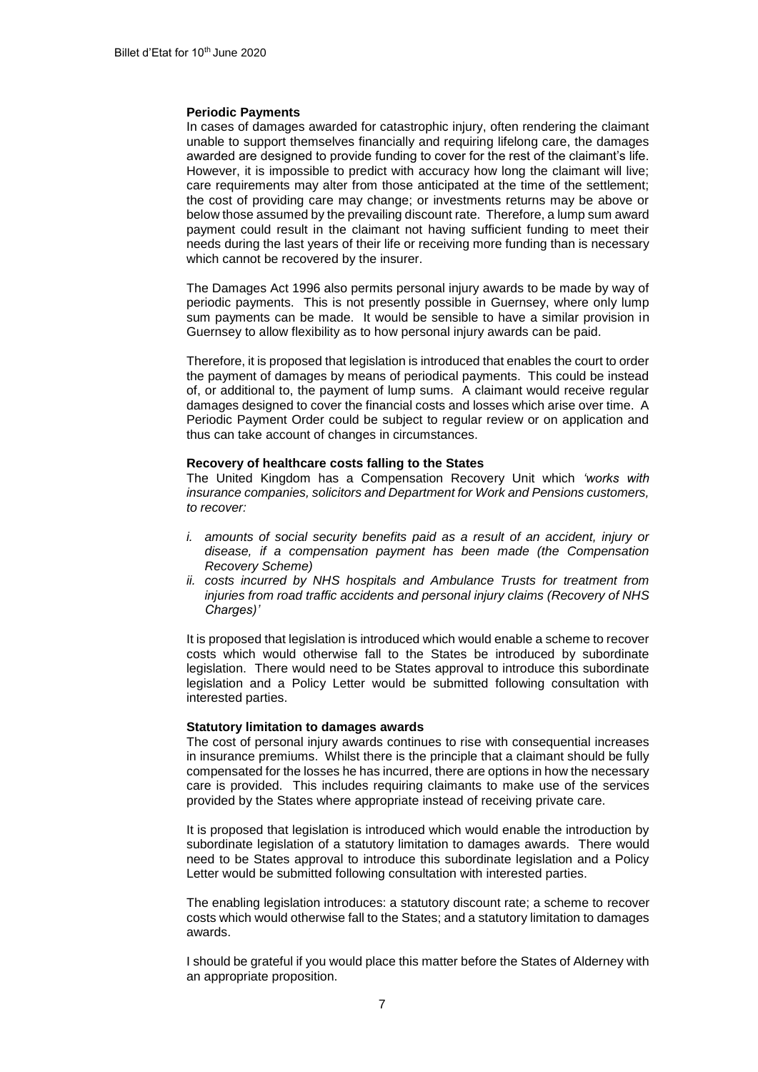**Periodic Payments**

In cases of damages awarded for catastrophic injury, often rendering the claimant unable to support themselves financially and requiring lifelong care, the damages awarded are designed to provide funding to cover for the rest of the claimant's life. However, it is impossible to predict with accuracy how long the claimant will live; care requirements may alter from those anticipated at the time of the settlement; the cost of providing care may change; or investments returns may be above or below those assumed by the prevailing discount rate. Therefore, a lump sum award payment could result in the claimant not having sufficient funding to meet their needs during the last years of their life or receiving more funding than is necessary which cannot be recovered by the insurer.

The Damages Act 1996 also permits personal injury awards to be made by way of periodic payments. This is not presently possible in Guernsey, where only lump sum payments can be made. It would be sensible to have a similar provision in Guernsey to allow flexibility as to how personal injury awards can be paid.

Therefore, it is proposed that legislation is introduced that enables the court to order the payment of damages by means of periodical payments. This could be instead of, or additional to, the payment of lump sums. A claimant would receive regular damages designed to cover the financial costs and losses which arise over time. A Periodic Payment Order could be subject to regular review or on application and thus can take account of changes in circumstances.

**Recovery of healthcare costs falling to the States**

The United Kingdom has a Compensation Recovery Unit which *'works with insurance companies, solicitors and Department for Work and Pensions customers, to recover:*

*i. amounts of social security benefits paid as a result of an accident, injury or disease, if a compensation payment has been made (the Compensation Recovery Scheme)*

*ii. costs incurred by NHS hospitals and Ambulance Trusts for treatment from injuries from road traffic accidents and personal injury claims (Recovery of NHS Charges)'*

It is proposed that legislation is introduced which would enable a scheme to recover costs which would otherwise fall to the States be introduced by subordinate legislation. There would need to be States approval to introduce this subordinate legislation and a Policy Letter would be submitted following consultation with interested parties.

**Statutory limitation to damages awards**

The cost of personal injury awards continues to rise with consequential increases in insurance premiums. Whilst there is the principle that a claimant should be fully compensated for the losses he has incurred, there are options in how the necessary care is provided. This includes requiring claimants to make use of the services provided by the States where appropriate instead of receiving private care.

It is proposed that legislation is introduced which would enable the introduction by subordinate legislation of a statutory limitation to damages awards. There would need to be States approval to introduce this subordinate legislation and a Policy Letter would be submitted following consultation with interested parties.

The enabling legislation introduces: a statutory discount rate; a scheme to recover costs which would otherwise fall to the States; and a statutory limitation to damages awards.

I should be grateful if you would place this matter before the States of Alderney with an appropriate proposition.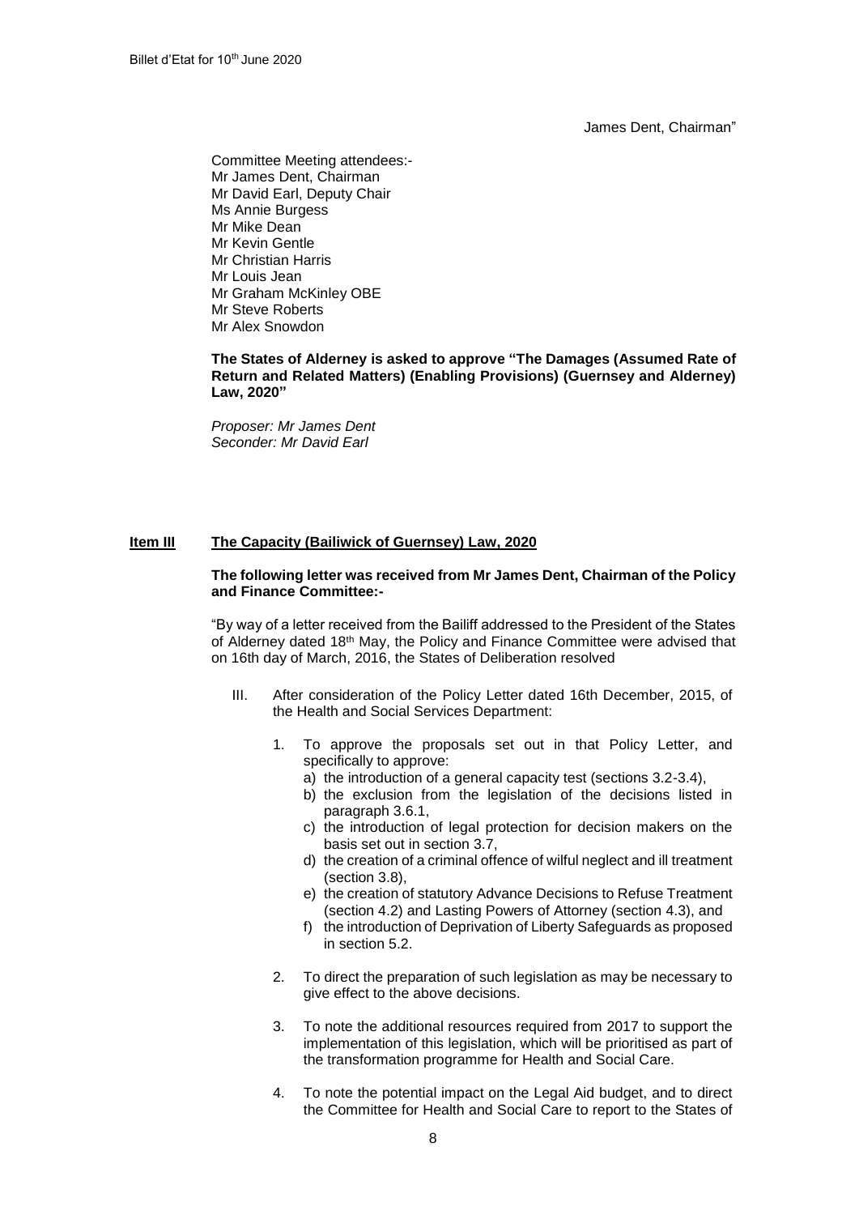James Dent, Chairman"

Committee Meeting attendees:-
Mr James Dent, Chairman
Mr David Earl, Deputy Chair
Ms Annie Burgess
Mr Mike Dean
Mr Kevin Gentle
Mr Christian Harris
Mr Louis Jean
Mr Graham McKinley OBE
Mr Steve Roberts
Mr Alex Snowdon

**The States of Alderney is asked to approve "The Damages (Assumed Rate of Return and Related Matters) (Enabling Provisions) (Guernsey and Alderney) Law, 2020"**

*Proposer: Mr James Dent*
*Seconder: Mr David Earl*

## Item III The Capacity (Bailiwick of Guernsey) Law, 2020

**The following letter was received from Mr James Dent, Chairman of the Policy and Finance Committee:-**

"By way of a letter received from the Bailiff addressed to the President of the States of Alderney dated 18th May, the Policy and Finance Committee were advised that on 16th day of March, 2016, the States of Deliberation resolved

III. After consideration of the Policy Letter dated 16th December, 2015, of the Health and Social Services Department:

1. To approve the proposals set out in that Policy Letter, and specifically to approve:
   a) the introduction of a general capacity test (sections 3.2-3.4),
   b) the exclusion from the legislation of the decisions listed in paragraph 3.6.1,
   c) the introduction of legal protection for decision makers on the basis set out in section 3.7,
   d) the creation of a criminal offence of wilful neglect and ill treatment (section 3.8),
   e) the creation of statutory Advance Decisions to Refuse Treatment (section 4.2) and Lasting Powers of Attorney (section 4.3), and
   f) the introduction of Deprivation of Liberty Safeguards as proposed in section 5.2.

2. To direct the preparation of such legislation as may be necessary to give effect to the above decisions.

3. To note the additional resources required from 2017 to support the implementation of this legislation, which will be prioritised as part of the transformation programme for Health and Social Care.

4. To note the potential impact on the Legal Aid budget, and to direct the Committee for Health and Social Care to report to the States of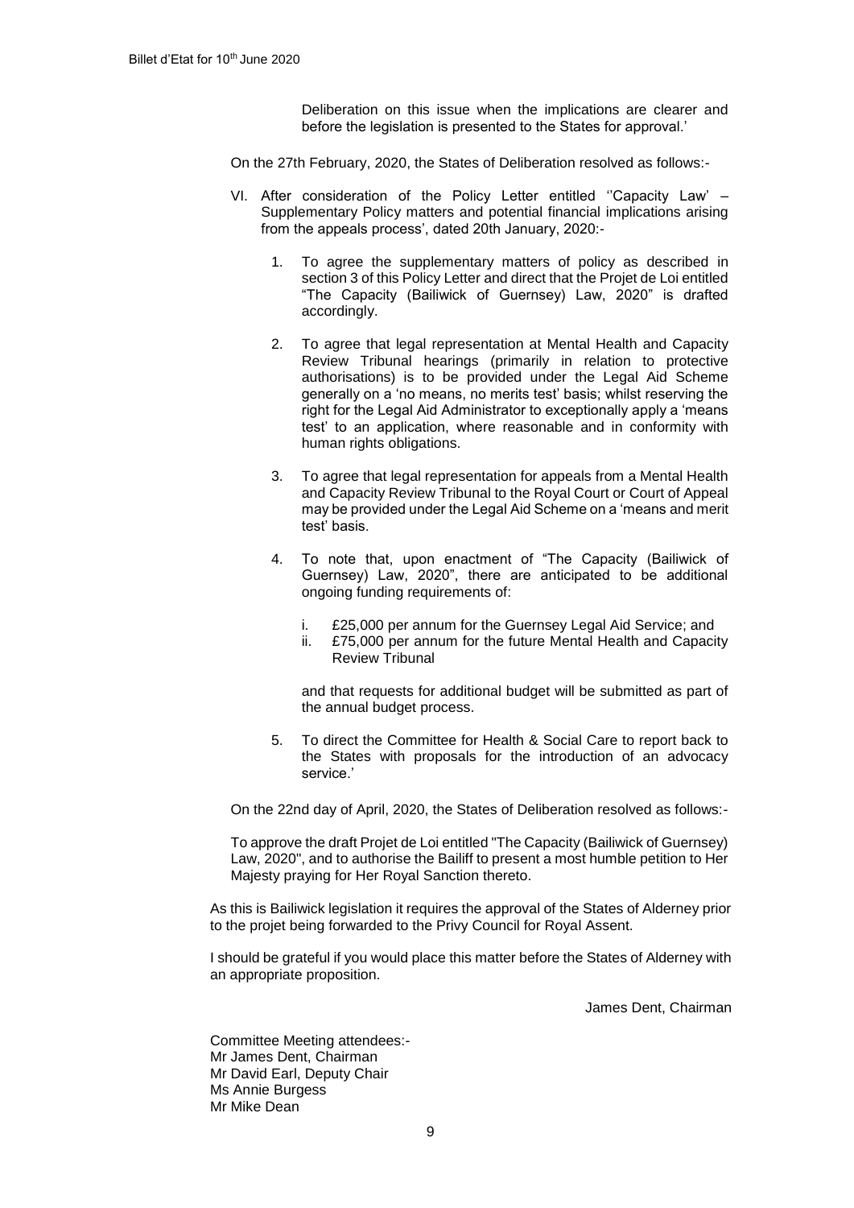Deliberation on this issue when the implications are clearer and before the legislation is presented to the States for approval.'

On the 27th February, 2020, the States of Deliberation resolved as follows:-

VI. After consideration of the Policy Letter entitled ''Capacity Law' – Supplementary Policy matters and potential financial implications arising from the appeals process', dated 20th January, 2020:-

1. To agree the supplementary matters of policy as described in section 3 of this Policy Letter and direct that the Projet de Loi entitled "The Capacity (Bailiwick of Guernsey) Law, 2020" is drafted accordingly.

2. To agree that legal representation at Mental Health and Capacity Review Tribunal hearings (primarily in relation to protective authorisations) is to be provided under the Legal Aid Scheme generally on a 'no means, no merits test' basis; whilst reserving the right for the Legal Aid Administrator to exceptionally apply a 'means test' to an application, where reasonable and in conformity with human rights obligations.

3. To agree that legal representation for appeals from a Mental Health and Capacity Review Tribunal to the Royal Court or Court of Appeal may be provided under the Legal Aid Scheme on a 'means and merit test' basis.

4. To note that, upon enactment of "The Capacity (Bailiwick of Guernsey) Law, 2020", there are anticipated to be additional ongoing funding requirements of:

   i. £25,000 per annum for the Guernsey Legal Aid Service; and
   ii. £75,000 per annum for the future Mental Health and Capacity Review Tribunal

   and that requests for additional budget will be submitted as part of the annual budget process.

5. To direct the Committee for Health & Social Care to report back to the States with proposals for the introduction of an advocacy service.'

On the 22nd day of April, 2020, the States of Deliberation resolved as follows:-

To approve the draft Projet de Loi entitled "The Capacity (Bailiwick of Guernsey) Law, 2020", and to authorise the Bailiff to present a most humble petition to Her Majesty praying for Her Royal Sanction thereto.

As this is Bailiwick legislation it requires the approval of the States of Alderney prior to the projet being forwarded to the Privy Council for Royal Assent.

I should be grateful if you would place this matter before the States of Alderney with an appropriate proposition.

James Dent, Chairman

Committee Meeting attendees:-
Mr James Dent, Chairman
Mr David Earl, Deputy Chair
Ms Annie Burgess
Mr Mike Dean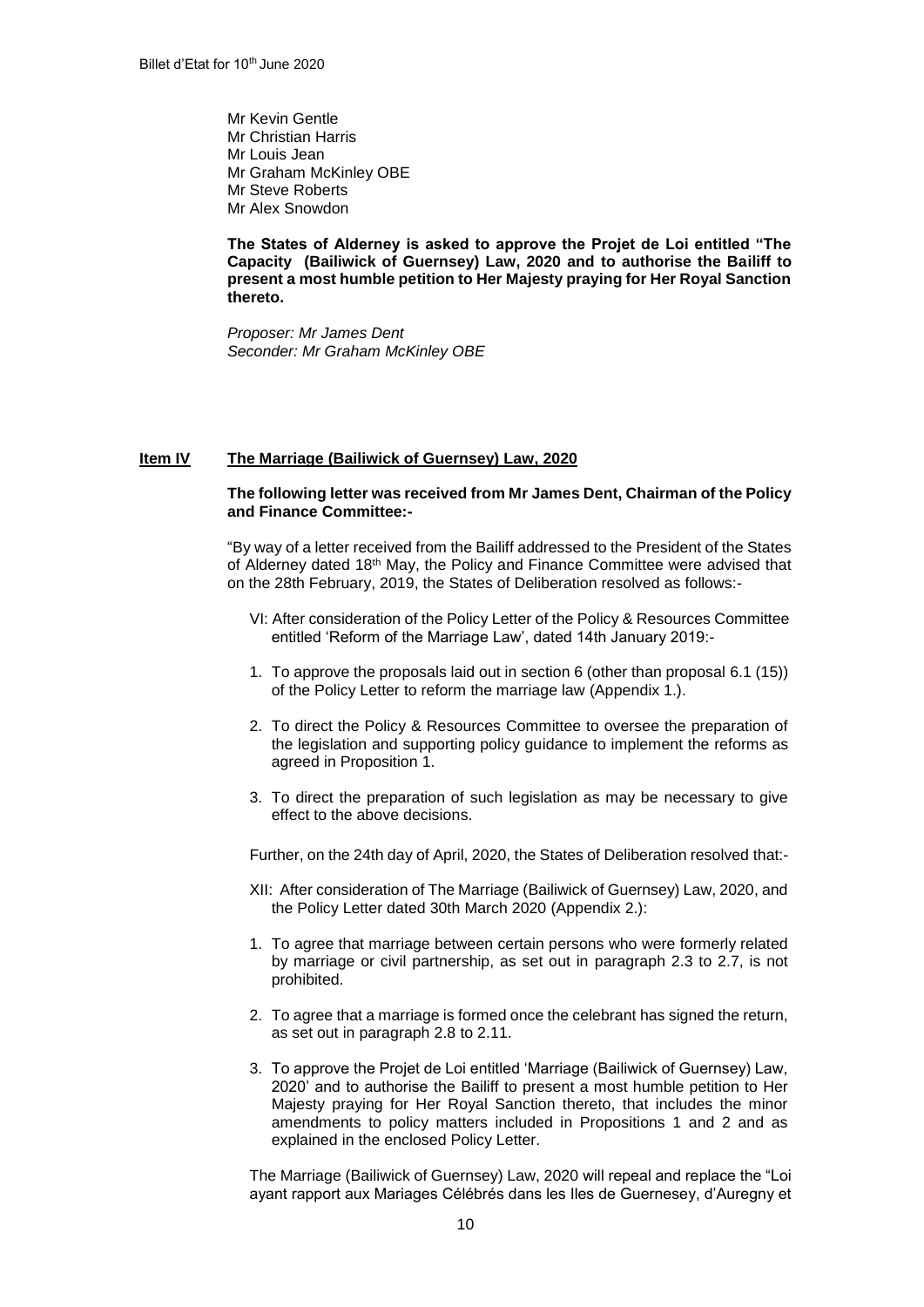Mr Kevin Gentle
Mr Christian Harris
Mr Louis Jean
Mr Graham McKinley OBE
Mr Steve Roberts
Mr Alex Snowdon

**The States of Alderney is asked to approve the Projet de Loi entitled "The Capacity (Bailiwick of Guernsey) Law, 2020 and to authorise the Bailiff to present a most humble petition to Her Majesty praying for Her Royal Sanction thereto.**

*Proposer: Mr James Dent*
*Seconder: Mr Graham McKinley OBE*

## Item IV The Marriage (Bailiwick of Guernsey) Law, 2020

**The following letter was received from Mr James Dent, Chairman of the Policy and Finance Committee:-**

"By way of a letter received from the Bailiff addressed to the President of the States of Alderney dated 18th May, the Policy and Finance Committee were advised that on the 28th February, 2019, the States of Deliberation resolved as follows:-

VI: After consideration of the Policy Letter of the Policy & Resources Committee entitled 'Reform of the Marriage Law', dated 14th January 2019:-

1. To approve the proposals laid out in section 6 (other than proposal 6.1 (15)) of the Policy Letter to reform the marriage law (Appendix 1.).
2. To direct the Policy & Resources Committee to oversee the preparation of the legislation and supporting policy guidance to implement the reforms as agreed in Proposition 1.
3. To direct the preparation of such legislation as may be necessary to give effect to the above decisions.

Further, on the 24th day of April, 2020, the States of Deliberation resolved that:-

XII: After consideration of The Marriage (Bailiwick of Guernsey) Law, 2020, and the Policy Letter dated 30th March 2020 (Appendix 2.):

1. To agree that marriage between certain persons who were formerly related by marriage or civil partnership, as set out in paragraph 2.3 to 2.7, is not prohibited.
2. To agree that a marriage is formed once the celebrant has signed the return, as set out in paragraph 2.8 to 2.11.
3. To approve the Projet de Loi entitled 'Marriage (Bailiwick of Guernsey) Law, 2020' and to authorise the Bailiff to present a most humble petition to Her Majesty praying for Her Royal Sanction thereto, that includes the minor amendments to policy matters included in Propositions 1 and 2 and as explained in the enclosed Policy Letter.

The Marriage (Bailiwick of Guernsey) Law, 2020 will repeal and replace the "Loi ayant rapport aux Mariages Célébrés dans les Iles de Guernesey, d'Auregny et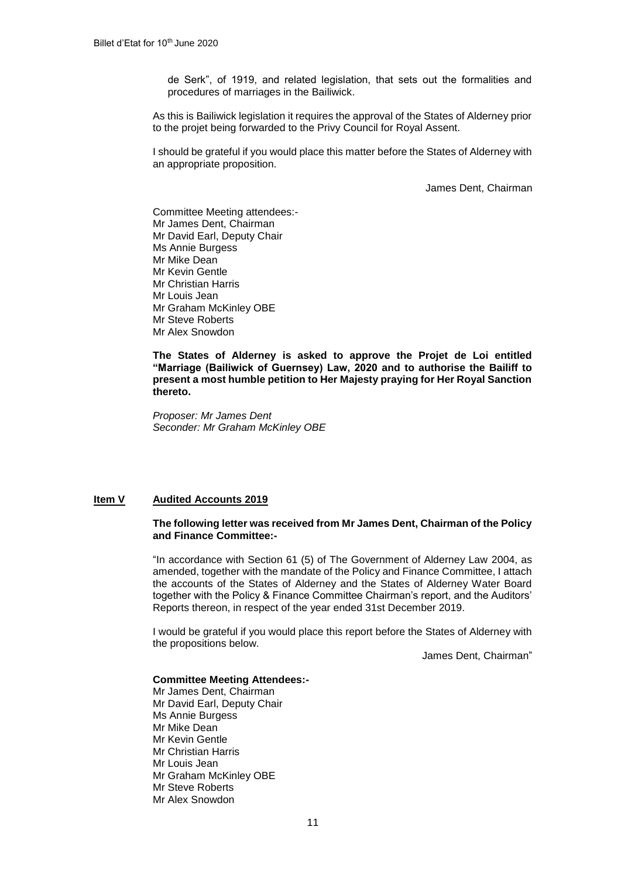de Serk", of 1919, and related legislation, that sets out the formalities and procedures of marriages in the Bailiwick.

As this is Bailiwick legislation it requires the approval of the States of Alderney prior to the projet being forwarded to the Privy Council for Royal Assent.

I should be grateful if you would place this matter before the States of Alderney with an appropriate proposition.

James Dent, Chairman

Committee Meeting attendees:-
Mr James Dent, Chairman
Mr David Earl, Deputy Chair
Ms Annie Burgess
Mr Mike Dean
Mr Kevin Gentle
Mr Christian Harris
Mr Louis Jean
Mr Graham McKinley OBE
Mr Steve Roberts
Mr Alex Snowdon

**The States of Alderney is asked to approve the Projet de Loi entitled "Marriage (Bailiwick of Guernsey) Law, 2020 and to authorise the Bailiff to present a most humble petition to Her Majesty praying for Her Royal Sanction thereto.**

*Proposer: Mr James Dent*
*Seconder: Mr Graham McKinley OBE*

## Item V Audited Accounts 2019

**The following letter was received from Mr James Dent, Chairman of the Policy and Finance Committee:-**

"In accordance with Section 61 (5) of The Government of Alderney Law 2004, as amended, together with the mandate of the Policy and Finance Committee, I attach the accounts of the States of Alderney and the States of Alderney Water Board together with the Policy & Finance Committee Chairman's report, and the Auditors' Reports thereon, in respect of the year ended 31st December 2019.

I would be grateful if you would place this report before the States of Alderney with the propositions below.

James Dent, Chairman"

**Committee Meeting Attendees:-**
Mr James Dent, Chairman
Mr David Earl, Deputy Chair
Ms Annie Burgess
Mr Mike Dean
Mr Kevin Gentle
Mr Christian Harris
Mr Louis Jean
Mr Graham McKinley OBE
Mr Steve Roberts
Mr Alex Snowdon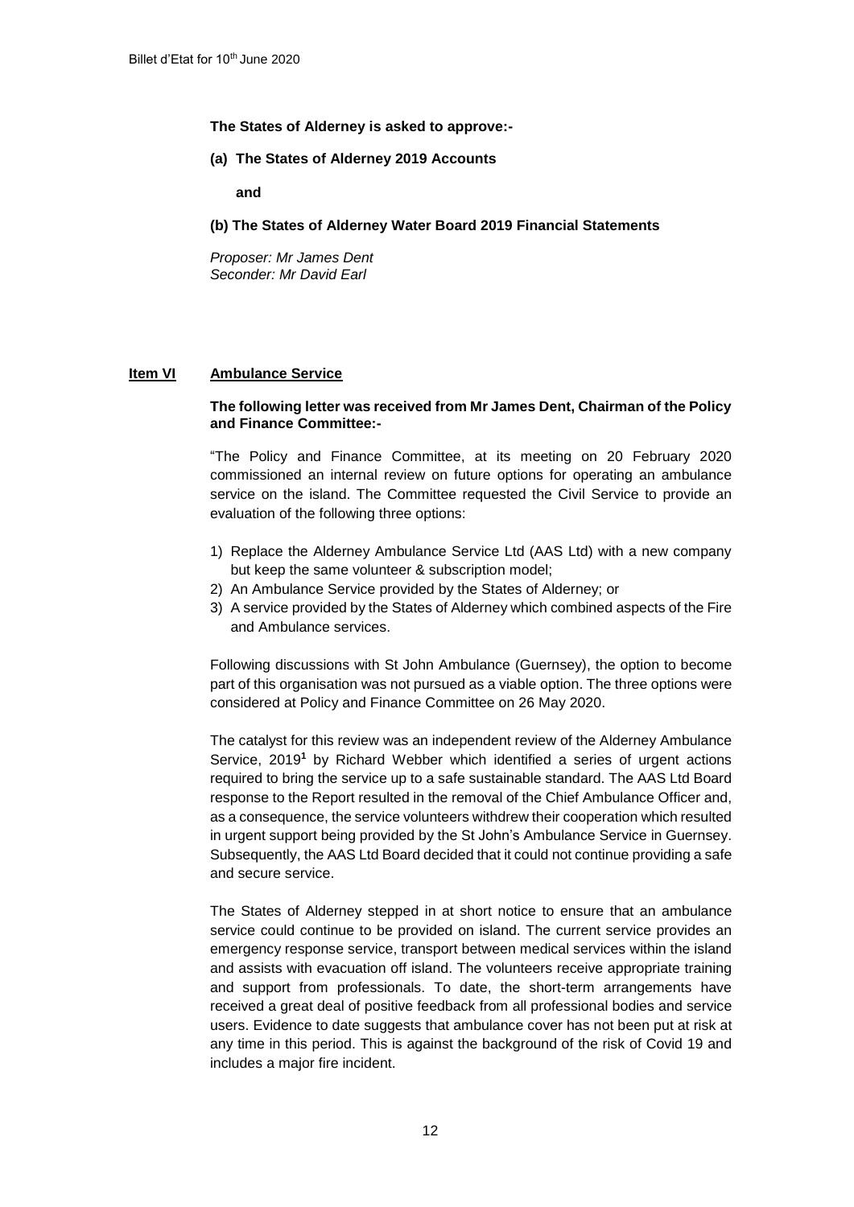**The States of Alderney is asked to approve:-**

**(a) The States of Alderney 2019 Accounts**

**and**

**(b) The States of Alderney Water Board 2019 Financial Statements**

*Proposer: Mr James Dent*
*Seconder: Mr David Earl*

## Item VI Ambulance Service

**The following letter was received from Mr James Dent, Chairman of the Policy and Finance Committee:-**

"The Policy and Finance Committee, at its meeting on 20 February 2020 commissioned an internal review on future options for operating an ambulance service on the island. The Committee requested the Civil Service to provide an evaluation of the following three options:

1) Replace the Alderney Ambulance Service Ltd (AAS Ltd) with a new company but keep the same volunteer & subscription model;
2) An Ambulance Service provided by the States of Alderney; or
3) A service provided by the States of Alderney which combined aspects of the Fire and Ambulance services.

Following discussions with St John Ambulance (Guernsey), the option to become part of this organisation was not pursued as a viable option. The three options were considered at Policy and Finance Committee on 26 May 2020.

The catalyst for this review was an independent review of the Alderney Ambulance Service, 2019[1] by Richard Webber which identified a series of urgent actions required to bring the service up to a safe sustainable standard. The AAS Ltd Board response to the Report resulted in the removal of the Chief Ambulance Officer and, as a consequence, the service volunteers withdrew their cooperation which resulted in urgent support being provided by the St John's Ambulance Service in Guernsey. Subsequently, the AAS Ltd Board decided that it could not continue providing a safe and secure service.

The States of Alderney stepped in at short notice to ensure that an ambulance service could continue to be provided on island. The current service provides an emergency response service, transport between medical services within the island and assists with evacuation off island. The volunteers receive appropriate training and support from professionals. To date, the short-term arrangements have received a great deal of positive feedback from all professional bodies and service users. Evidence to date suggests that ambulance cover has not been put at risk at any time in this period. This is against the background of the risk of Covid 19 and includes a major fire incident.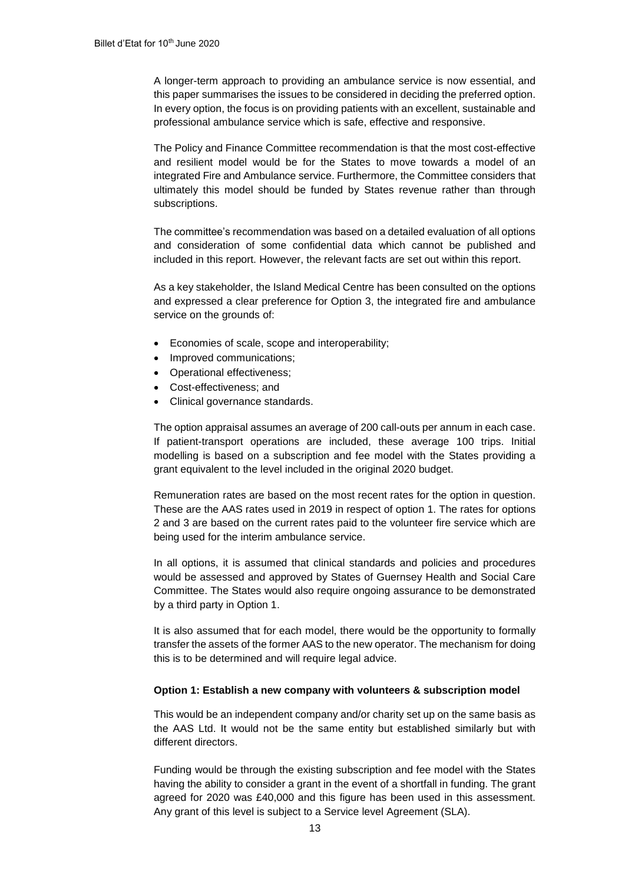A longer-term approach to providing an ambulance service is now essential, and this paper summarises the issues to be considered in deciding the preferred option. In every option, the focus is on providing patients with an excellent, sustainable and professional ambulance service which is safe, effective and responsive.

The Policy and Finance Committee recommendation is that the most cost-effective and resilient model would be for the States to move towards a model of an integrated Fire and Ambulance service. Furthermore, the Committee considers that ultimately this model should be funded by States revenue rather than through subscriptions.

The committee's recommendation was based on a detailed evaluation of all options and consideration of some confidential data which cannot be published and included in this report. However, the relevant facts are set out within this report.

As a key stakeholder, the Island Medical Centre has been consulted on the options and expressed a clear preference for Option 3, the integrated fire and ambulance service on the grounds of:

- Economies of scale, scope and interoperability;
- Improved communications;
- Operational effectiveness;
- Cost-effectiveness; and
- Clinical governance standards.

The option appraisal assumes an average of 200 call-outs per annum in each case. If patient-transport operations are included, these average 100 trips. Initial modelling is based on a subscription and fee model with the States providing a grant equivalent to the level included in the original 2020 budget.

Remuneration rates are based on the most recent rates for the option in question. These are the AAS rates used in 2019 in respect of option 1. The rates for options 2 and 3 are based on the current rates paid to the volunteer fire service which are being used for the interim ambulance service.

In all options, it is assumed that clinical standards and policies and procedures would be assessed and approved by States of Guernsey Health and Social Care Committee. The States would also require ongoing assurance to be demonstrated by a third party in Option 1.

It is also assumed that for each model, there would be the opportunity to formally transfer the assets of the former AAS to the new operator. The mechanism for doing this is to be determined and will require legal advice.

**Option 1: Establish a new company with volunteers & subscription model**

This would be an independent company and/or charity set up on the same basis as the AAS Ltd. It would not be the same entity but established similarly but with different directors.

Funding would be through the existing subscription and fee model with the States having the ability to consider a grant in the event of a shortfall in funding. The grant agreed for 2020 was £40,000 and this figure has been used in this assessment. Any grant of this level is subject to a Service level Agreement (SLA).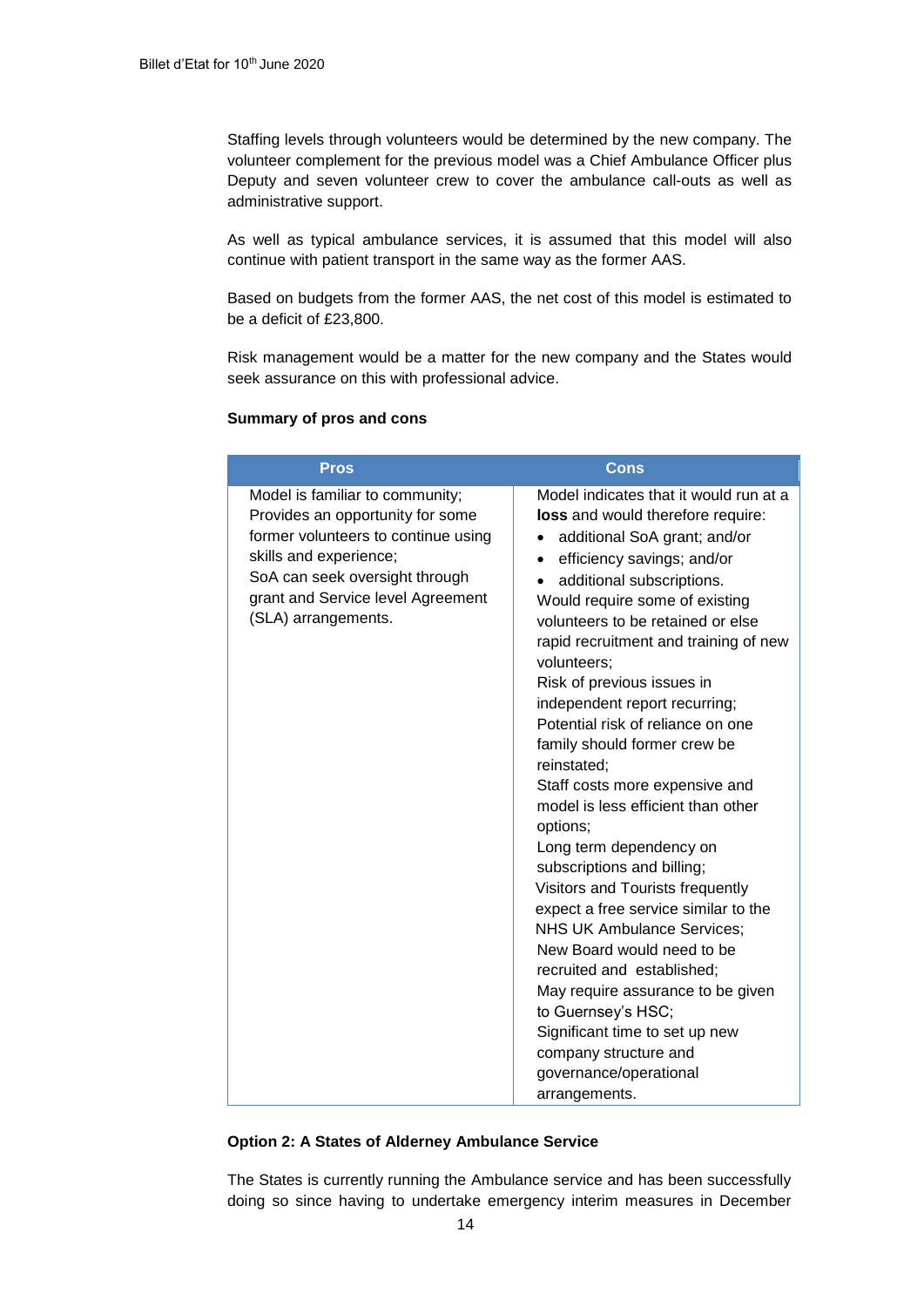Staffing levels through volunteers would be determined by the new company. The volunteer complement for the previous model was a Chief Ambulance Officer plus Deputy and seven volunteer crew to cover the ambulance call-outs as well as administrative support.

As well as typical ambulance services, it is assumed that this model will also continue with patient transport in the same way as the former AAS.

Based on budgets from the former AAS, the net cost of this model is estimated to be a deficit of £23,800.

Risk management would be a matter for the new company and the States would seek assurance on this with professional advice.

**Summary of pros and cons**

| Pros | Cons |
|---|---|
| Model is familiar to community;<br>Provides an opportunity for some former volunteers to continue using skills and experience;<br>SoA can seek oversight through grant and Service level Agreement (SLA) arrangements. | Model indicates that it would run at a **loss** and would therefore require:<br>• additional SoA grant; and/or<br>• efficiency savings; and/or<br>• additional subscriptions.<br>Would require some of existing volunteers to be retained or else rapid recruitment and training of new volunteers;<br>Risk of previous issues in independent report recurring;<br>Potential risk of reliance on one family should former crew be reinstated;<br>Staff costs more expensive and model is less efficient than other options;<br>Long term dependency on subscriptions and billing;<br>Visitors and Tourists frequently expect a free service similar to the NHS UK Ambulance Services;<br>New Board would need to be recruited and established;<br>May require assurance to be given to Guernsey's HSC;<br>Significant time to set up new company structure and governance/operational arrangements. |

**Option 2: A States of Alderney Ambulance Service**

The States is currently running the Ambulance service and has been successfully doing so since having to undertake emergency interim measures in December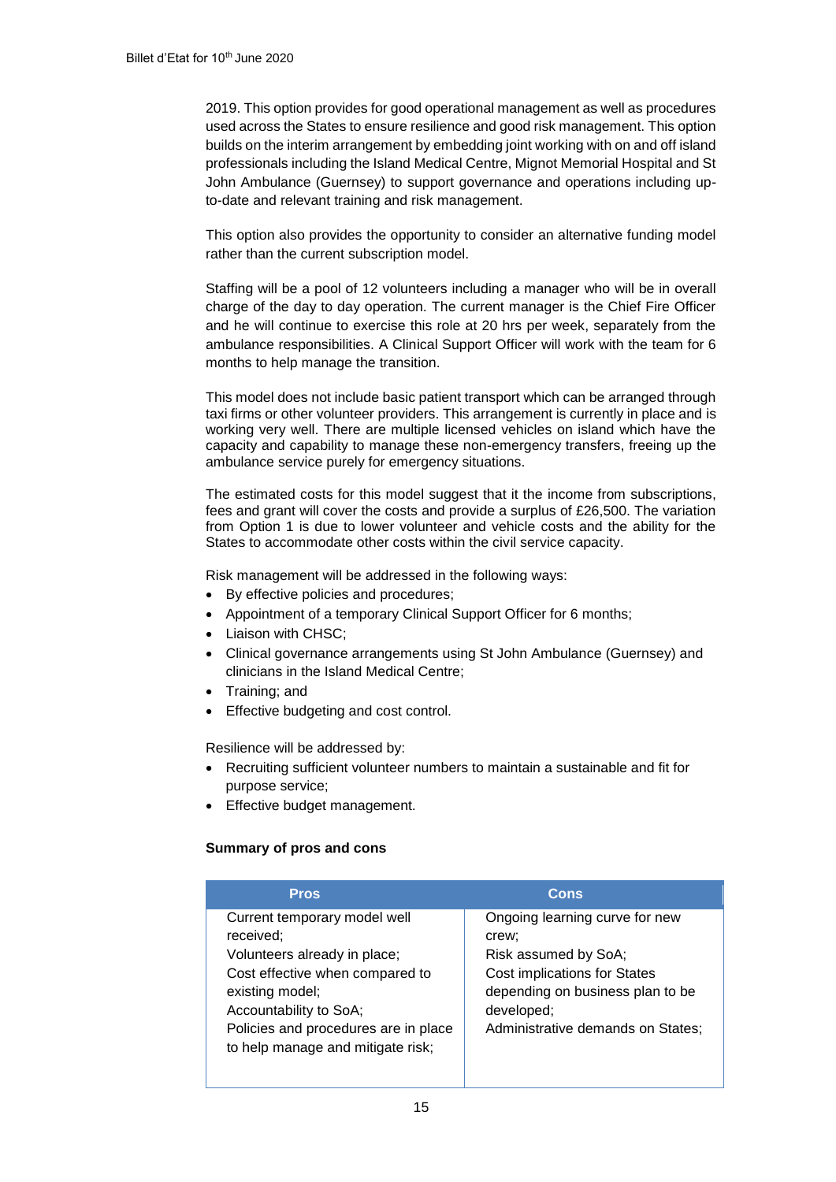2019. This option provides for good operational management as well as procedures used across the States to ensure resilience and good risk management. This option builds on the interim arrangement by embedding joint working with on and off island professionals including the Island Medical Centre, Mignot Memorial Hospital and St John Ambulance (Guernsey) to support governance and operations including up-to-date and relevant training and risk management.

This option also provides the opportunity to consider an alternative funding model rather than the current subscription model.

Staffing will be a pool of 12 volunteers including a manager who will be in overall charge of the day to day operation. The current manager is the Chief Fire Officer and he will continue to exercise this role at 20 hrs per week, separately from the ambulance responsibilities. A Clinical Support Officer will work with the team for 6 months to help manage the transition.

This model does not include basic patient transport which can be arranged through taxi firms or other volunteer providers. This arrangement is currently in place and is working very well. There are multiple licensed vehicles on island which have the capacity and capability to manage these non-emergency transfers, freeing up the ambulance service purely for emergency situations.

The estimated costs for this model suggest that it the income from subscriptions, fees and grant will cover the costs and provide a surplus of £26,500. The variation from Option 1 is due to lower volunteer and vehicle costs and the ability for the States to accommodate other costs within the civil service capacity.

Risk management will be addressed in the following ways:

- By effective policies and procedures;
- Appointment of a temporary Clinical Support Officer for 6 months;
- Liaison with CHSC;
- Clinical governance arrangements using St John Ambulance (Guernsey) and clinicians in the Island Medical Centre;
- Training; and
- Effective budgeting and cost control.

Resilience will be addressed by:

- Recruiting sufficient volunteer numbers to maintain a sustainable and fit for purpose service;
- Effective budget management.

**Summary of pros and cons**

| Pros | Cons |
|---|---|
| Current temporary model well received;<br>Volunteers already in place;<br>Cost effective when compared to existing model;<br>Accountability to SoA;<br>Policies and procedures are in place to help manage and mitigate risk; | Ongoing learning curve for new crew;<br>Risk assumed by SoA;<br>Cost implications for States depending on business plan to be developed;<br>Administrative demands on States; |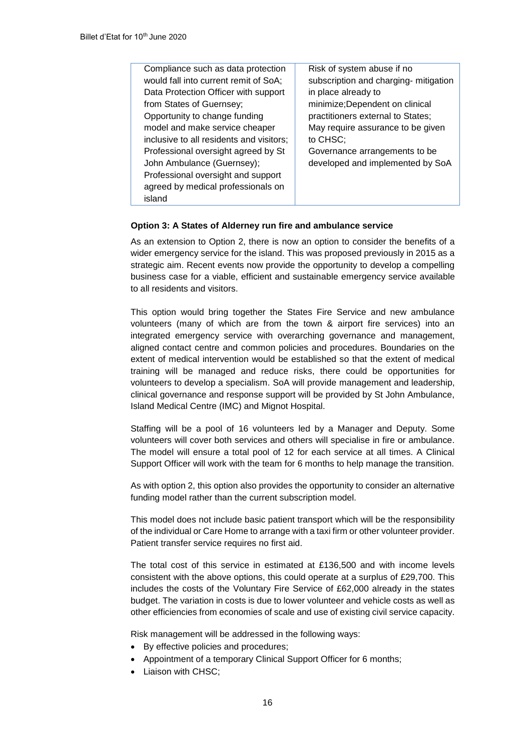| | |
|---|---|
| Compliance such as data protection would fall into current remit of SoA; Data Protection Officer with support from States of Guernsey; Opportunity to change funding model and make service cheaper inclusive to all residents and visitors; Professional oversight agreed by St John Ambulance (Guernsey); Professional oversight and support agreed by medical professionals on island | Risk of system abuse if no subscription and charging- mitigation in place already to minimize;Dependent on clinical practitioners external to States; May require assurance to be given to CHSC; Governance arrangements to be developed and implemented by SoA |

**Option 3: A States of Alderney run fire and ambulance service**

As an extension to Option 2, there is now an option to consider the benefits of a wider emergency service for the island. This was proposed previously in 2015 as a strategic aim. Recent events now provide the opportunity to develop a compelling business case for a viable, efficient and sustainable emergency service available to all residents and visitors.

This option would bring together the States Fire Service and new ambulance volunteers (many of which are from the town & airport fire services) into an integrated emergency service with overarching governance and management, aligned contact centre and common policies and procedures. Boundaries on the extent of medical intervention would be established so that the extent of medical training will be managed and reduce risks, there could be opportunities for volunteers to develop a specialism. SoA will provide management and leadership, clinical governance and response support will be provided by St John Ambulance, Island Medical Centre (IMC) and Mignot Hospital.

Staffing will be a pool of 16 volunteers led by a Manager and Deputy. Some volunteers will cover both services and others will specialise in fire or ambulance. The model will ensure a total pool of 12 for each service at all times. A Clinical Support Officer will work with the team for 6 months to help manage the transition.

As with option 2, this option also provides the opportunity to consider an alternative funding model rather than the current subscription model.

This model does not include basic patient transport which will be the responsibility of the individual or Care Home to arrange with a taxi firm or other volunteer provider. Patient transfer service requires no first aid.

The total cost of this service in estimated at £136,500 and with income levels consistent with the above options, this could operate at a surplus of £29,700. This includes the costs of the Voluntary Fire Service of £62,000 already in the states budget. The variation in costs is due to lower volunteer and vehicle costs as well as other efficiencies from economies of scale and use of existing civil service capacity.

Risk management will be addressed in the following ways:

- By effective policies and procedures;
- Appointment of a temporary Clinical Support Officer for 6 months;
- Liaison with CHSC;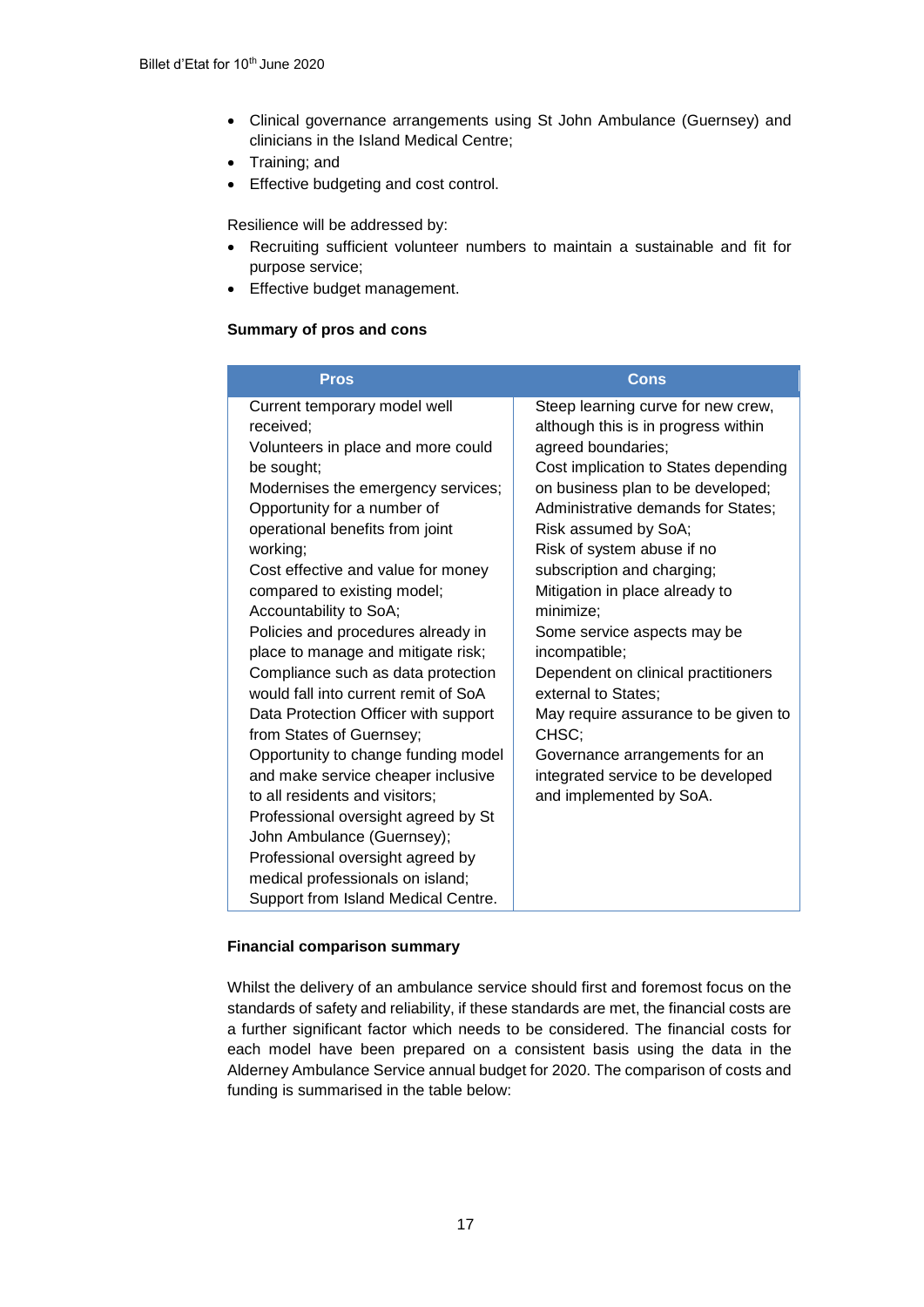- Clinical governance arrangements using St John Ambulance (Guernsey) and clinicians in the Island Medical Centre;
- Training; and
- Effective budgeting and cost control.

Resilience will be addressed by:

- Recruiting sufficient volunteer numbers to maintain a sustainable and fit for purpose service;
- Effective budget management.

**Summary of pros and cons**

| Pros | Cons |
|---|---|
| Current temporary model well received;<br>Volunteers in place and more could be sought;<br>Modernises the emergency services;<br>Opportunity for a number of operational benefits from joint working;<br>Cost effective and value for money compared to existing model;<br>Accountability to SoA;<br>Policies and procedures already in place to manage and mitigate risk;<br>Compliance such as data protection would fall into current remit of SoA Data Protection Officer with support from States of Guernsey;<br>Opportunity to change funding model and make service cheaper inclusive to all residents and visitors;<br>Professional oversight agreed by St John Ambulance (Guernsey);<br>Professional oversight agreed by medical professionals on island;<br>Support from Island Medical Centre. | Steep learning curve for new crew, although this is in progress within agreed boundaries;<br>Cost implication to States depending on business plan to be developed;<br>Administrative demands for States;<br>Risk assumed by SoA;<br>Risk of system abuse if no subscription and charging;<br>Mitigation in place already to minimize;<br>Some service aspects may be incompatible;<br>Dependent on clinical practitioners external to States;<br>May require assurance to be given to CHSC;<br>Governance arrangements for an integrated service to be developed and implemented by SoA. |

**Financial comparison summary**

Whilst the delivery of an ambulance service should first and foremost focus on the standards of safety and reliability, if these standards are met, the financial costs are a further significant factor which needs to be considered. The financial costs for each model have been prepared on a consistent basis using the data in the Alderney Ambulance Service annual budget for 2020. The comparison of costs and funding is summarised in the table below: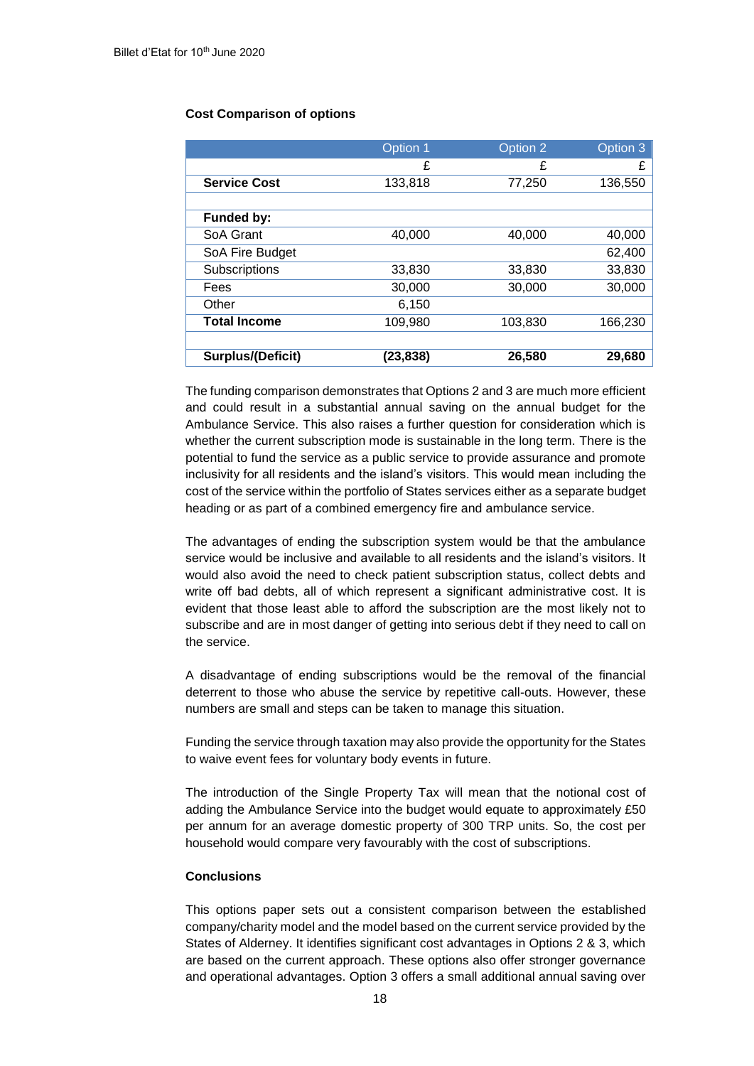**Cost Comparison of options**

| | Option 1 | Option 2 | Option 3 |
|---|---|---|---|
| | £ | £ | £ |
| **Service Cost** | 133,818 | 77,250 | 136,550 |
| | | | |
| **Funded by:** | | | |
| SoA Grant | 40,000 | 40,000 | 40,000 |
| SoA Fire Budget | | | 62,400 |
| Subscriptions | 33,830 | 33,830 | 33,830 |
| Fees | 30,000 | 30,000 | 30,000 |
| Other | 6,150 | | |
| **Total Income** | 109,980 | 103,830 | 166,230 |
| | | | |
| **Surplus/(Deficit)** | **(23,838)** | **26,580** | **29,680** |

The funding comparison demonstrates that Options 2 and 3 are much more efficient and could result in a substantial annual saving on the annual budget for the Ambulance Service. This also raises a further question for consideration which is whether the current subscription mode is sustainable in the long term. There is the potential to fund the service as a public service to provide assurance and promote inclusivity for all residents and the island's visitors. This would mean including the cost of the service within the portfolio of States services either as a separate budget heading or as part of a combined emergency fire and ambulance service.

The advantages of ending the subscription system would be that the ambulance service would be inclusive and available to all residents and the island's visitors. It would also avoid the need to check patient subscription status, collect debts and write off bad debts, all of which represent a significant administrative cost. It is evident that those least able to afford the subscription are the most likely not to subscribe and are in most danger of getting into serious debt if they need to call on the service.

A disadvantage of ending subscriptions would be the removal of the financial deterrent to those who abuse the service by repetitive call-outs. However, these numbers are small and steps can be taken to manage this situation.

Funding the service through taxation may also provide the opportunity for the States to waive event fees for voluntary body events in future.

The introduction of the Single Property Tax will mean that the notional cost of adding the Ambulance Service into the budget would equate to approximately £50 per annum for an average domestic property of 300 TRP units. So, the cost per household would compare very favourably with the cost of subscriptions.

**Conclusions**

This options paper sets out a consistent comparison between the established company/charity model and the model based on the current service provided by the States of Alderney. It identifies significant cost advantages in Options 2 & 3, which are based on the current approach. These options also offer stronger governance and operational advantages. Option 3 offers a small additional annual saving over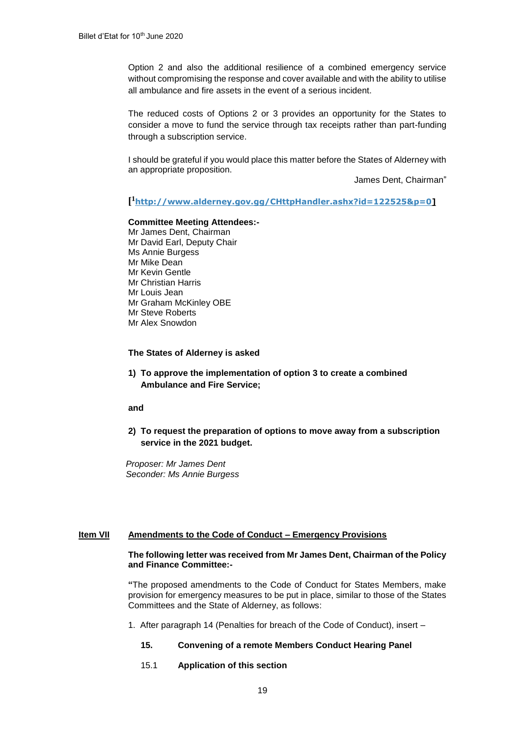Option 2 and also the additional resilience of a combined emergency service without compromising the response and cover available and with the ability to utilise all ambulance and fire assets in the event of a serious incident.

The reduced costs of Options 2 or 3 provides an opportunity for the States to consider a move to fund the service through tax receipts rather than part-funding through a subscription service.

I should be grateful if you would place this matter before the States of Alderney with an appropriate proposition.

James Dent, Chairman"

**[[1]http://www.alderney.gov.gg/CHttpHandler.ashx?id=122525&p=0]**

**Committee Meeting Attendees:-**
Mr James Dent, Chairman
Mr David Earl, Deputy Chair
Ms Annie Burgess
Mr Mike Dean
Mr Kevin Gentle
Mr Christian Harris
Mr Louis Jean
Mr Graham McKinley OBE
Mr Steve Roberts
Mr Alex Snowdon

**The States of Alderney is asked**

1) **To approve the implementation of option 3 to create a combined Ambulance and Fire Service;**

**and**

2) **To request the preparation of options to move away from a subscription service in the 2021 budget.**

*Proposer: Mr James Dent*
*Seconder: Ms Annie Burgess*

## Item VII Amendments to the Code of Conduct – Emergency Provisions

**The following letter was received from Mr James Dent, Chairman of the Policy and Finance Committee:-**

**"**The proposed amendments to the Code of Conduct for States Members, make provision for emergency measures to be put in place, similar to those of the States Committees and the State of Alderney, as follows:

1. After paragraph 14 (Penalties for breach of the Code of Conduct), insert –

**15. Convening of a remote Members Conduct Hearing Panel**

15.1 **Application of this section**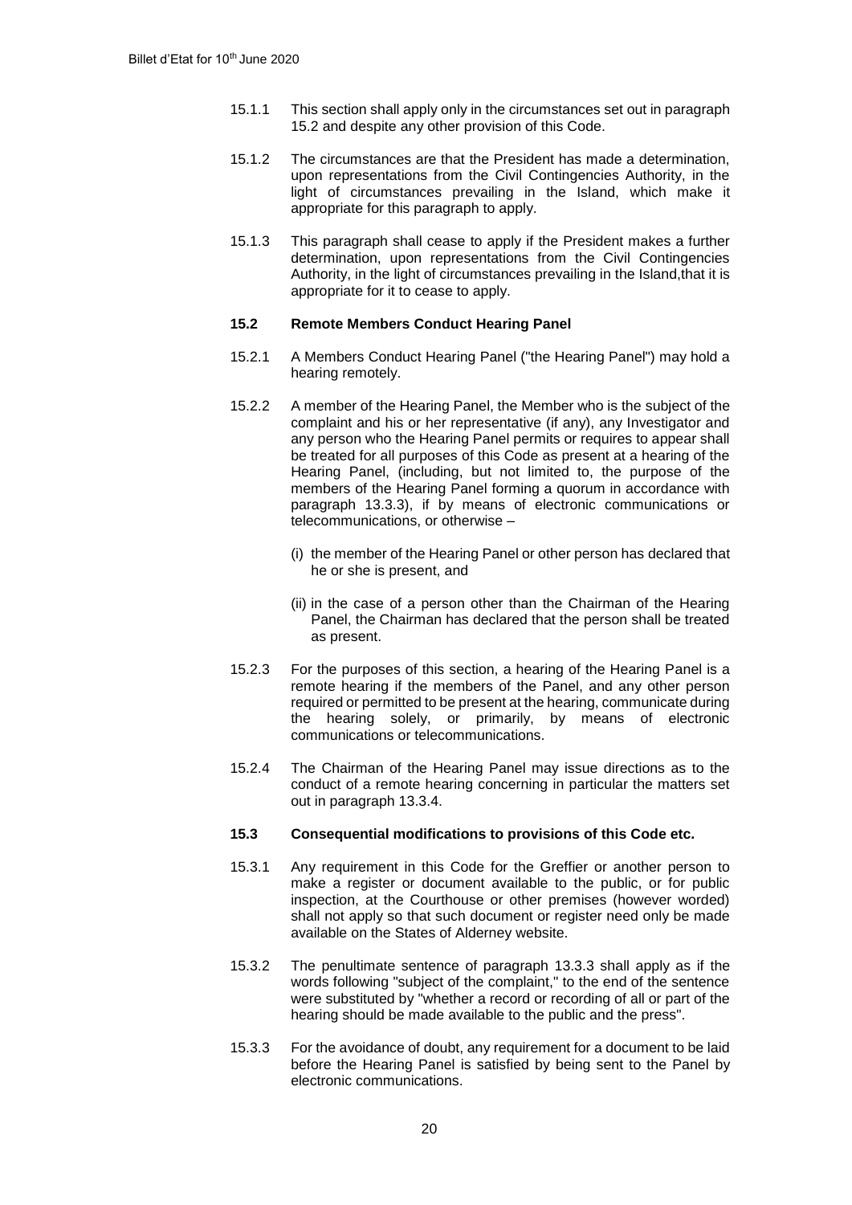15.1.1 This section shall apply only in the circumstances set out in paragraph 15.2 and despite any other provision of this Code.

15.1.2 The circumstances are that the President has made a determination, upon representations from the Civil Contingencies Authority, in the light of circumstances prevailing in the Island, which make it appropriate for this paragraph to apply.

15.1.3 This paragraph shall cease to apply if the President makes a further determination, upon representations from the Civil Contingencies Authority, in the light of circumstances prevailing in the Island,that it is appropriate for it to cease to apply.

### 15.2 Remote Members Conduct Hearing Panel

15.2.1 A Members Conduct Hearing Panel ("the Hearing Panel") may hold a hearing remotely.

15.2.2 A member of the Hearing Panel, the Member who is the subject of the complaint and his or her representative (if any), any Investigator and any person who the Hearing Panel permits or requires to appear shall be treated for all purposes of this Code as present at a hearing of the Hearing Panel, (including, but not limited to, the purpose of the members of the Hearing Panel forming a quorum in accordance with paragraph 13.3.3), if by means of electronic communications or telecommunications, or otherwise –

(i) the member of the Hearing Panel or other person has declared that he or she is present, and

(ii) in the case of a person other than the Chairman of the Hearing Panel, the Chairman has declared that the person shall be treated as present.

15.2.3 For the purposes of this section, a hearing of the Hearing Panel is a remote hearing if the members of the Panel, and any other person required or permitted to be present at the hearing, communicate during the hearing solely, or primarily, by means of electronic communications or telecommunications.

15.2.4 The Chairman of the Hearing Panel may issue directions as to the conduct of a remote hearing concerning in particular the matters set out in paragraph 13.3.4.

### 15.3 Consequential modifications to provisions of this Code etc.

15.3.1 Any requirement in this Code for the Greffier or another person to make a register or document available to the public, or for public inspection, at the Courthouse or other premises (however worded) shall not apply so that such document or register need only be made available on the States of Alderney website.

15.3.2 The penultimate sentence of paragraph 13.3.3 shall apply as if the words following "subject of the complaint," to the end of the sentence were substituted by "whether a record or recording of all or part of the hearing should be made available to the public and the press".

15.3.3 For the avoidance of doubt, any requirement for a document to be laid before the Hearing Panel is satisfied by being sent to the Panel by electronic communications.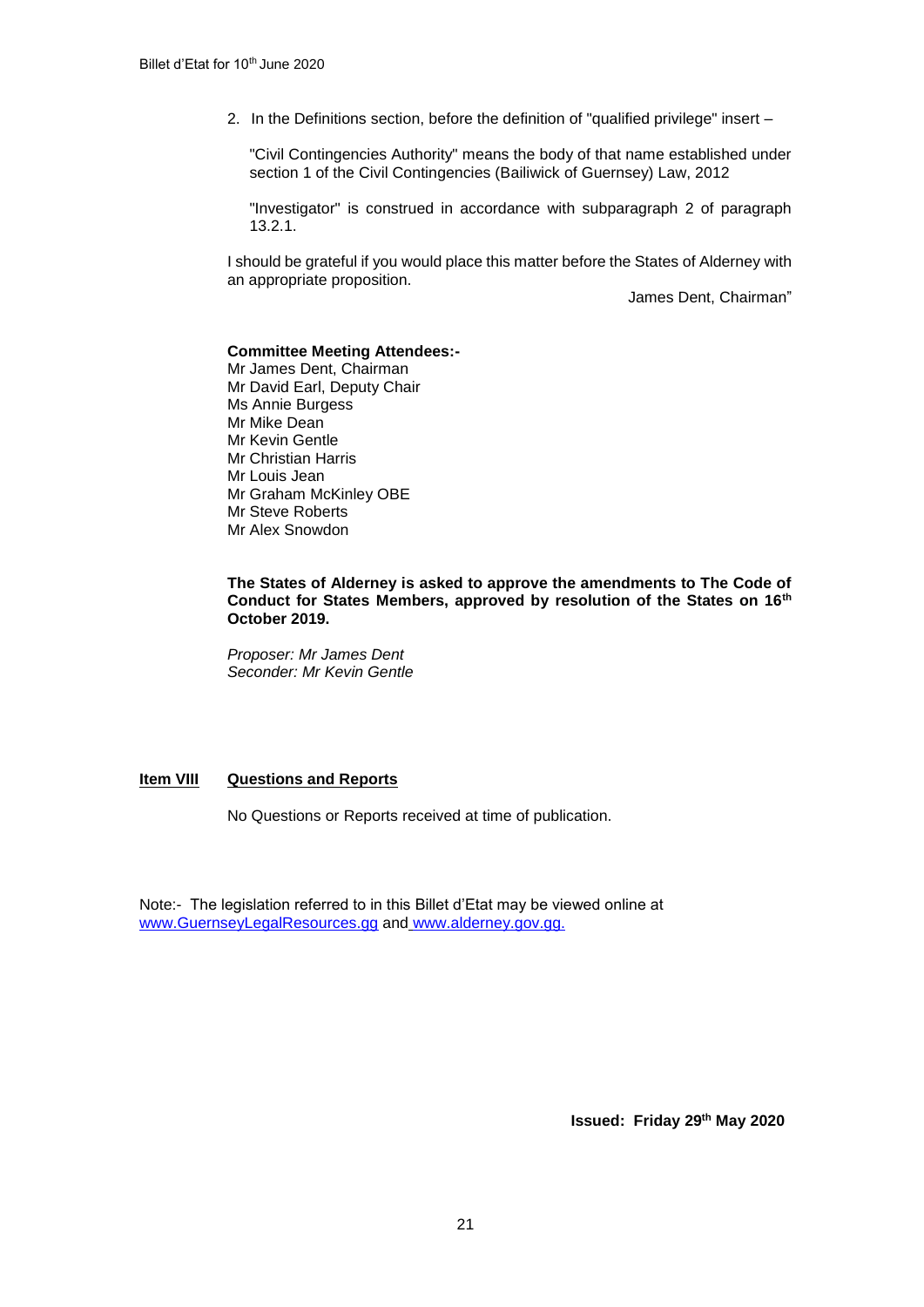2. In the Definitions section, before the definition of "qualified privilege" insert –

"Civil Contingencies Authority" means the body of that name established under section 1 of the Civil Contingencies (Bailiwick of Guernsey) Law, 2012

"Investigator" is construed in accordance with subparagraph 2 of paragraph 13.2.1.

I should be grateful if you would place this matter before the States of Alderney with an appropriate proposition.

James Dent, Chairman"

**Committee Meeting Attendees:-**
Mr James Dent, Chairman
Mr David Earl, Deputy Chair
Ms Annie Burgess
Mr Mike Dean
Mr Kevin Gentle
Mr Christian Harris
Mr Louis Jean
Mr Graham McKinley OBE
Mr Steve Roberts
Mr Alex Snowdon

**The States of Alderney is asked to approve the amendments to The Code of Conduct for States Members, approved by resolution of the States on 16th October 2019.**

*Proposer: Mr James Dent*
*Seconder: Mr Kevin Gentle*

## Item VIII Questions and Reports

No Questions or Reports received at time of publication.

Note:- The legislation referred to in this Billet d'Etat may be viewed online at www.GuernseyLegalResources.gg and www.alderney.gov.gg.

**Issued: Friday 29th May 2020**